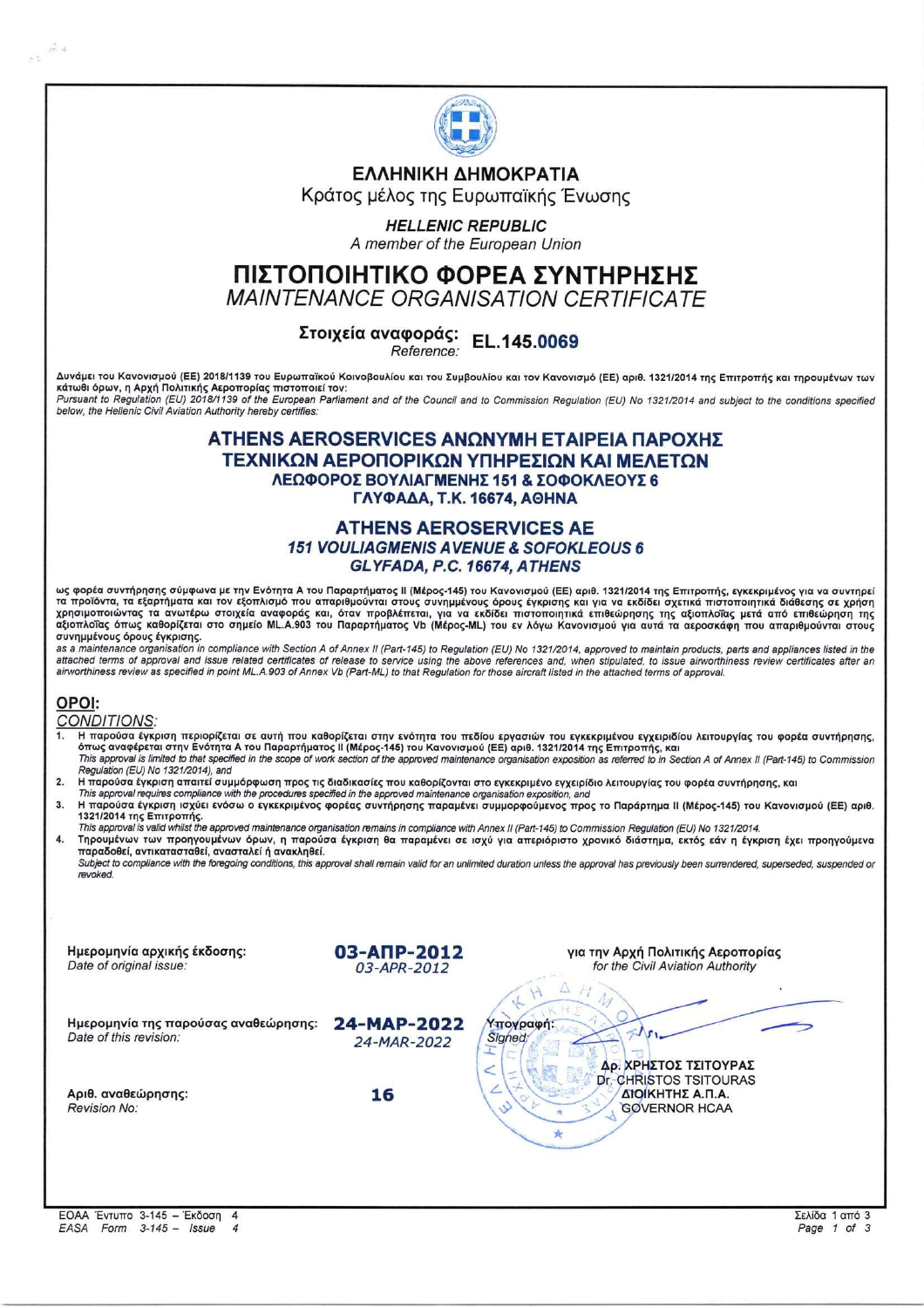# ΕΛΛΗΝΙΚΗ ΔΗΜΟΚΡΑΤΙΑ

Κράτος μέλος της Ευρωπαϊκής Ένωσης

***HELLENIC REPUBLIC***

*A member of the European Union*

# ΠΙΣΤΟΠΟΙΗΤΙΚΟ ΦΟΡΕΑ ΣΥΝΤΗΡΗΣΗΣ

## MAINTENANCE ORGANISATION CERTIFICATE

**Στοιχεία αναφοράς:** *Reference:* **EL.145.0069**

**Δυνάμει του Κανονισμού (ΕΕ) 2018/1139 του Ευρωπαϊκού Κοινοβουλίου και του Συμβουλίου και του Κανονισμό (ΕΕ) αριθ. 1321/2014 της Επιτροπής και τηρουμένων των κάτωθι όρων, η Αρχή Πολιτικής Αεροπορίας πιστοποιεί τον:**

*Pursuant to Regulation (EU) 2018/1139 of the European Parliament and of the Council and to Commission Regulation (EU) No 1321/2014 and subject to the conditions specified below, the Hellenic Civil Aviation Authority hereby certifies:*

### ATHENS AEROSERVICES ΑΝΩΝΥΜΗ ΕΤΑΙΡΕΙΑ ΠΑΡΟΧΗΣ ΤΕΧΝΙΚΩΝ ΑΕΡΟΠΟΡΙΚΩΝ ΥΠΗΡΕΣΙΩΝ ΚΑΙ ΜΕΛΕΤΩΝ

**ΛΕΩΦΟΡΟΣ ΒΟΥΛΙΑΓΜΕΝΗΣ 151 & ΣΟΦΟΚΛΕΟΥΣ 6**

**ΓΛΥΦΑΔΑ, Τ.Κ. 16674, ΑΘΗΝΑ**

### ATHENS AEROSERVICES AE

***151 VOULIAGMENIS AVENUE & SOFOKLEOUS 6***

***GLYFADA, P.C. 16674, ATHENS***

**ως φορέα συντήρησης σύμφωνα με την Ενότητα Α του Παραρτήματος ΙΙ (Μέρος-145) του Κανονισμού (ΕΕ) αριθ. 1321/2014 της Επιτροπής, εγκεκριμένος για να συντηρεί τα προϊόντα, τα εξαρτήματα και τον εξοπλισμό που απαριθμούνται στους συνημμένους όρους έγκρισης και για να εκδίδει σχετικά πιστοποιητικά διάθεσης σε χρήση χρησιμοποιώντας τα ανωτέρω στοιχεία αναφοράς και, όταν προβλέπεται, για να εκδίδει πιστοποιητικά επιθεώρησης της αξιοπλοΐας μετά από επιθεώρηση της αξιοπλοΐας όπως καθορίζεται στο σημείο ML.A.903 του Παραρτήματος Vb (Μέρος-ML) του εν λόγω Κανονισμού για αυτά τα αεροσκάφη που απαριθμούνται στους συνημμένους όρους έγκρισης.**

*as a maintenance organisation in compliance with Section A of Annex II (Part-145) to Regulation (EU) No 1321/2014, approved to maintain products, parts and appliances listed in the attached terms of approval and issue related certificates of release to service using the above references and, when stipulated, to issue airworthiness review certificates after an airworthiness review as specified in point ML.A.903 of Annex Vb (Part-ML) to that Regulation for those aircraft listed in the attached terms of approval.*

## ΟΡΟΙ:

*CONDITIONS:*

1. **Η παρούσα έγκριση περιορίζεται σε αυτή που καθορίζεται στην ενότητα του πεδίου εργασιών του εγκεκριμένου εγχειριδίου λειτουργίας του φορέα συντήρησης, όπως αναφέρεται στην Ενότητα Α του Παραρτήματος ΙΙ (Μέρος-145) του Κανονισμού (ΕΕ) αριθ. 1321/2014 της Επιτροπής, και**
   *This approval is limited to that specified in the scope of work section of the approved maintenance organisation exposition as referred to in Section A of Annex II (Part-145) to Commission Regulation (EU) No 1321/2014), and*
2. **Η παρούσα έγκριση απαιτεί συμμόρφωση προς τις διαδικασίες που καθορίζονται στο εγκεκριμένο εγχειρίδιο λειτουργίας του φορέα συντήρησης, και**
   *This approval requires compliance with the procedures specified in the approved maintenance organisation exposition, and*
3. **Η παρούσα έγκριση ισχύει ενόσω ο εγκεκριμένος φορέας συντήρησης παραμένει συμμορφούμενος προς το Παράρτημα ΙΙ (Μέρος-145) του Κανονισμού (ΕΕ) αριθ. 1321/2014 της Επιτροπής.**
   *This approval is valid whilst the approved maintenance organisation remains in compliance with Annex II (Part-145) to Commission Regulation (EU) No 1321/2014.*
4. **Τηρουμένων των προηγούμενων όρων, η παρούσα έγκριση θα παραμένει σε ισχύ για απεριόριστο χρονικό διάστημα, εκτός εάν η έγκριση έχει προηγούμενα παραδοθεί, αντικατασταθεί, ανασταλεί ή ανακληθεί.**
   *Subject to compliance with the foregoing conditions, this approval shall remain valid for an unlimited duration unless the approval has previously been surrendered, superseded, suspended or revoked.*

**Ημερομηνία αρχικής έκδοσης:** *Date of original issue:* **03-ΑΠΡ-2012** *03-APR-2012*

**Ημερομηνία της παρούσας αναθεώρησης:** *Date of this revision:* **24-ΜΑΡ-2022** *24-MAR-2022*

**Αριθ. αναθεώρησης:** *Revision No:* **16**

για την Αρχή Πολιτικής Αεροπορίας
*for the Civil Aviation Authority*

Υπογραφή:
*Signed:*

**Δρ. ΧΡΗΣΤΟΣ ΤΣΙΤΟΥΡΑΣ**
Dr. CHRISTOS TSITOURAS
**ΔΙΟΙΚΗΤΗΣ Α.Π.Α.**
GOVERNOR HCAA

ΕΟΑΑ Έντυπο 3-145 – Έκδοση 4
*EASA Form 3-145 – Issue 4*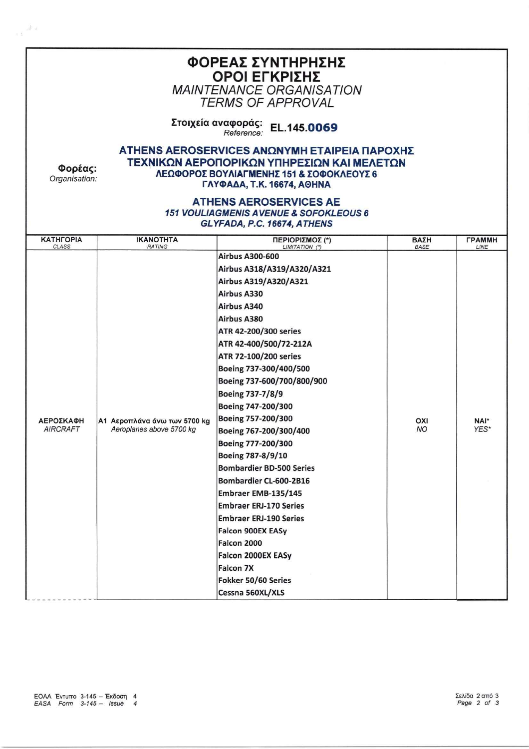# ΦΟΡΕΑΣ ΣΥΝΤΗΡΗΣΗΣ ΟΡΟΙ ΕΓΚΡΙΣΗΣ

## *MAINTENANCE ORGANISATION TERMS OF APPROVAL*

**Στοιχεία αναφοράς:** *Reference:* **EL.145.0069**

**Φορέας:** *Organisation:*

**ATHENS AEROSERVICES ΑΝΩΝΥΜΗ ΕΤΑΙΡΕΙΑ ΠΑΡΟΧΗΣ ΤΕΧΝΙΚΩΝ ΑΕΡΟΠΟΡΙΚΩΝ ΥΠΗΡΕΣΙΩΝ ΚΑΙ ΜΕΛΕΤΩΝ**
**ΛΕΩΦΟΡΟΣ ΒΟΥΛΙΑΓΜΕΝΗΣ 151 & ΣΟΦΟΚΛΕΟΥΣ 6**
**ΓΛΥΦΑΔΑ, Τ.Κ. 16674, ΑΘΗΝΑ**

**ATHENS AEROSERVICES AE**
***151 VOULIAGMENIS AVENUE & SOFOKLEOUS 6***
***GLYFADA, P.C. 16674, ATHENS***

| ΚΑΤΗΓΟΡΙΑ *CLASS* | ΙΚΑΝΟΤΗΤΑ *RATING* | ΠΕΡΙΟΡΙΣΜΟΣ (*) *LIMITATION (*)* | ΒΑΣΗ *BASE* | ΓΡΑΜΜΗ *LINE* |
|---|---|---|---|---|
| ΑΕΡΟΣΚΑΦΗ *AIRCRAFT* | A1 Αεροπλάνα άνω των 5700 kg *Aeroplanes above 5700 kg* | Airbus A300-600<br>Airbus A318/A319/A320/A321<br>Airbus A319/A320/A321<br>Airbus A330<br>Airbus A340<br>Airbus A380<br>ATR 42-200/300 series<br>ATR 42-400/500/72-212A<br>ATR 72-100/200 series<br>Boeing 737-300/400/500<br>Boeing 737-600/700/800/900<br>Boeing 737-7/8/9<br>Boeing 747-200/300<br>Boeing 757-200/300<br>Boeing 767-200/300/400<br>Boeing 777-200/300<br>Boeing 787-8/9/10<br>Bombardier BD-500 Series<br>Bombardier CL-600-2B16<br>Embraer EMB-135/145<br>Embraer ERJ-170 Series<br>Embraer ERJ-190 Series<br>Falcon 900EX EASy<br>Falcon 2000<br>Falcon 2000EX EASy<br>Falcon 7X<br>Fokker 50/60 Series<br>Cessna 560XL/XLS | ΟΧΙ *NO* | ΝΑΙ* *YES** |

ΕΟΑΑ Έντυπο 3-145 – Έκδοση 4
*EASA Form 3-145 – Issue 4*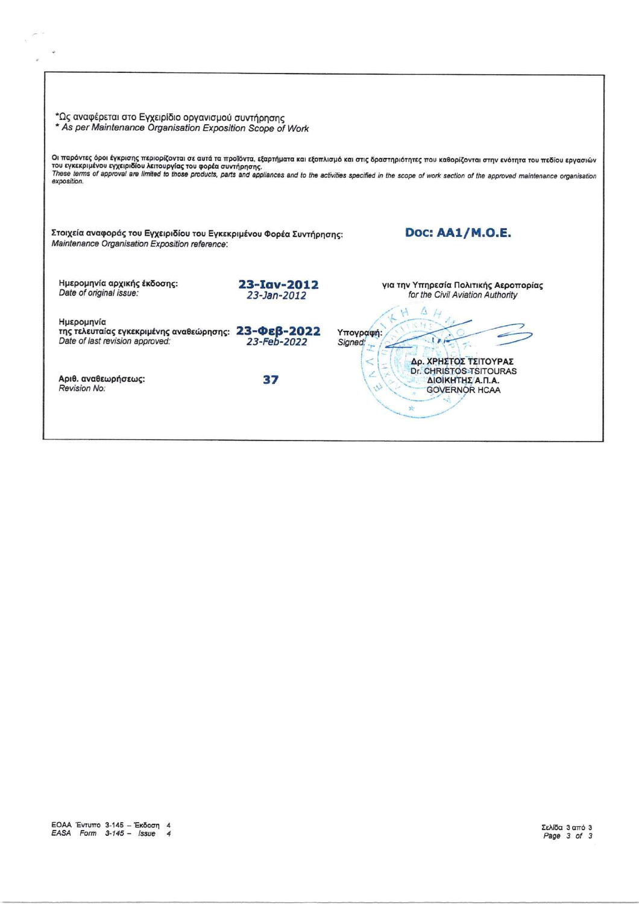*Ως αναφέρεται στο Εγχειρίδιο οργανισμού συντήρησης
*\* As per Maintenance Organisation Exposition Scope of Work*

Οι παρόντες όροι έγκρισης περιορίζονται σε αυτά τα προϊόντα, εξαρτήματα και εξοπλισμό και στις δραστηριότητες που καθορίζονται στην ενότητα του πεδίου εργασιών του εγκεκριμένου εγχειριδίου λειτουργίας του φορέα συντήρησης.
*These terms of approval are limited to those products, parts and appliances and to the activities specified in the scope of work section of the approved maintenance organisation exposition.*

Στοιχεία αναφοράς του Εγχειριδίου του Εγκεκριμένου Φορέα Συντήρησης:
*Maintenance Organisation Exposition reference*: **Doc: AA1/M.O.E.**

| | |
|---|---|
| Ημερομηνία αρχικής έκδοσης: *Date of original issue:* | **23-Ιαν-2012** *23-Jan-2012* |
| Ημερομηνία της τελευταίας εγκεκριμένης αναθεώρησης: *Date of last revision approved:* | **23-Φεβ-2022** *23-Feb-2022* |
| Αριθ. αναθεωρήσεως: *Revision No:* | **37** |

για την Υπηρεσία Πολιτικής Αεροπορίας
*for the Civil Aviation Authority*

Υπογραφή:
*Signed:*

Δρ. ΧΡΗΣΤΟΣ ΤΣΙΤΟΥΡΑΣ
Dr. CHRISTOS TSITOURAS
ΔΙΟΙΚΗΤΗΣ Α.Π.Α.
GOVERNOR HCAA

ΕΟΑΑ Έντυπο 3-145 – Έκδοση 4
*EASA Form 3-145 – Issue 4*